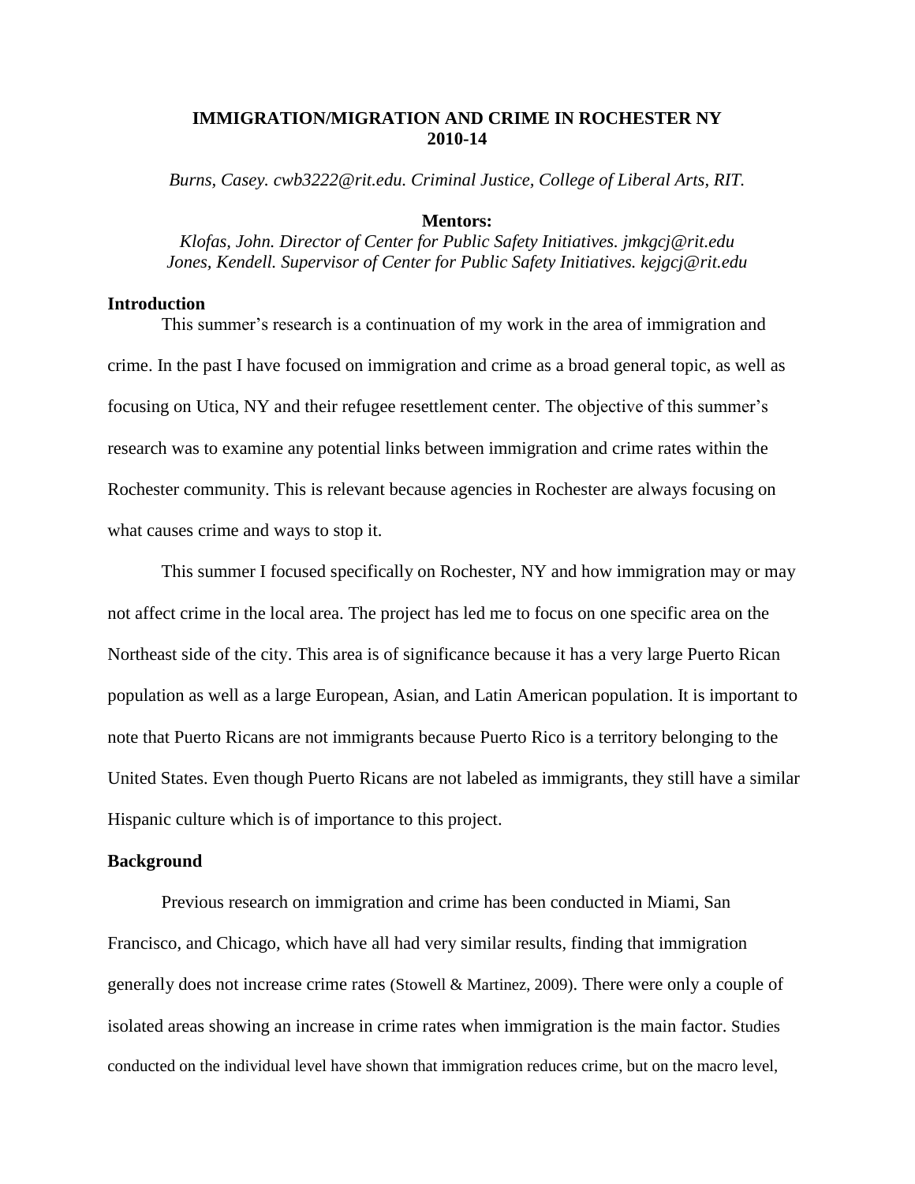# IMMIGRATION/MIGRATION AND CRIME IN ROCHESTER NY 2010-14

*Burns, Casey. cwb3222@rit.edu. Criminal Justice, College of Liberal Arts, RIT.*

**Mentors:**

*Klofas, John. Director of Center for Public Safety Initiatives. jmkgcj@rit.edu*
*Jones, Kendell. Supervisor of Center for Public Safety Initiatives. kejgcj@rit.edu*

## Introduction

This summer's research is a continuation of my work in the area of immigration and crime. In the past I have focused on immigration and crime as a broad general topic, as well as focusing on Utica, NY and their refugee resettlement center. The objective of this summer's research was to examine any potential links between immigration and crime rates within the Rochester community. This is relevant because agencies in Rochester are always focusing on what causes crime and ways to stop it.

This summer I focused specifically on Rochester, NY and how immigration may or may not affect crime in the local area. The project has led me to focus on one specific area on the Northeast side of the city. This area is of significance because it has a very large Puerto Rican population as well as a large European, Asian, and Latin American population. It is important to note that Puerto Ricans are not immigrants because Puerto Rico is a territory belonging to the United States. Even though Puerto Ricans are not labeled as immigrants, they still have a similar Hispanic culture which is of importance to this project.

## Background

Previous research on immigration and crime has been conducted in Miami, San Francisco, and Chicago, which have all had very similar results, finding that immigration generally does not increase crime rates (Stowell & Martinez, 2009). There were only a couple of isolated areas showing an increase in crime rates when immigration is the main factor. Studies conducted on the individual level have shown that immigration reduces crime, but on the macro level,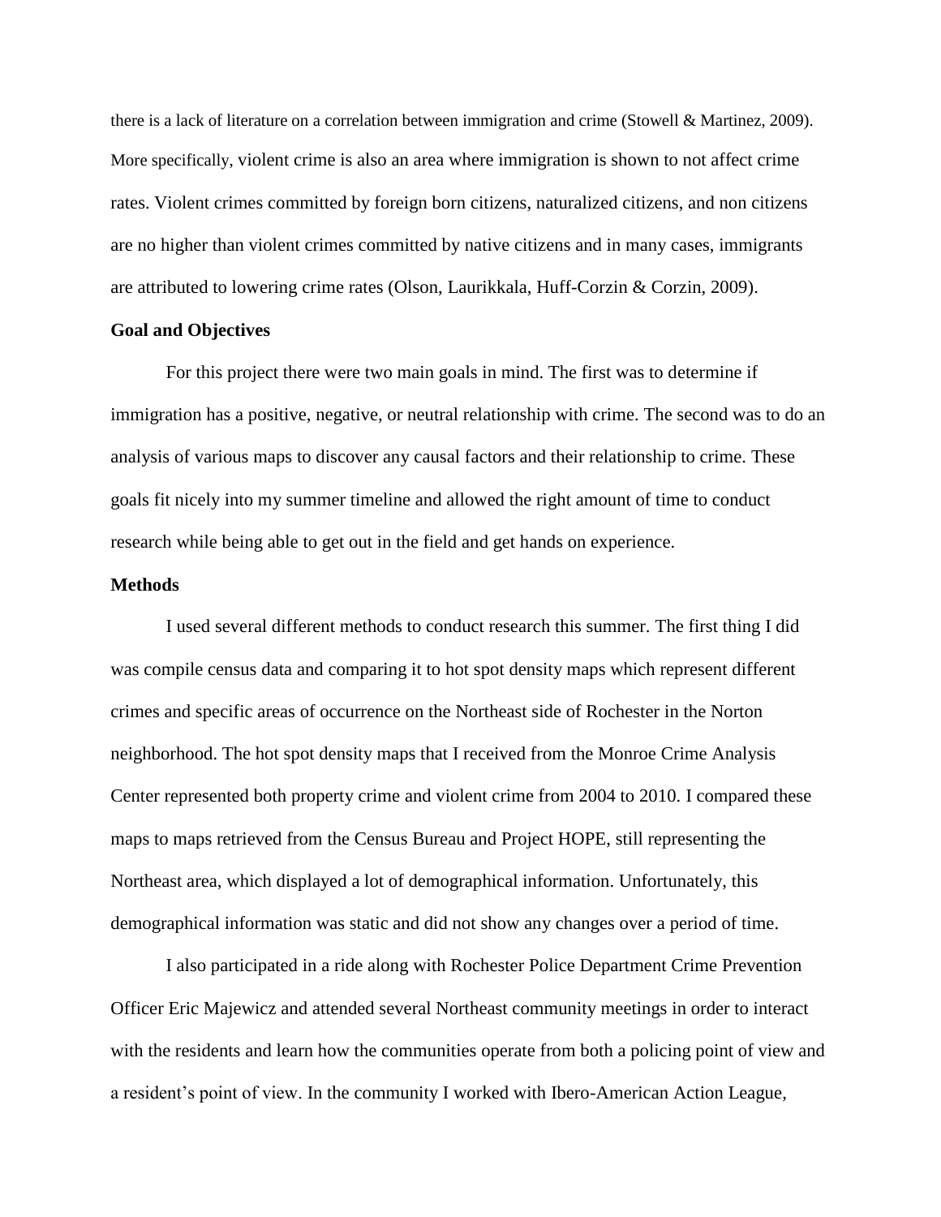there is a lack of literature on a correlation between immigration and crime (Stowell & Martinez, 2009). More specifically, violent crime is also an area where immigration is shown to not affect crime rates. Violent crimes committed by foreign born citizens, naturalized citizens, and non citizens are no higher than violent crimes committed by native citizens and in many cases, immigrants are attributed to lowering crime rates (Olson, Laurikkala, Huff-Corzin & Corzin, 2009).

**Goal and Objectives**

For this project there were two main goals in mind. The first was to determine if immigration has a positive, negative, or neutral relationship with crime. The second was to do an analysis of various maps to discover any causal factors and their relationship to crime. These goals fit nicely into my summer timeline and allowed the right amount of time to conduct research while being able to get out in the field and get hands on experience.

**Methods**

I used several different methods to conduct research this summer. The first thing I did was compile census data and comparing it to hot spot density maps which represent different crimes and specific areas of occurrence on the Northeast side of Rochester in the Norton neighborhood. The hot spot density maps that I received from the Monroe Crime Analysis Center represented both property crime and violent crime from 2004 to 2010. I compared these maps to maps retrieved from the Census Bureau and Project HOPE, still representing the Northeast area, which displayed a lot of demographical information. Unfortunately, this demographical information was static and did not show any changes over a period of time.

I also participated in a ride along with Rochester Police Department Crime Prevention Officer Eric Majewicz and attended several Northeast community meetings in order to interact with the residents and learn how the communities operate from both a policing point of view and a resident's point of view. In the community I worked with Ibero-American Action League,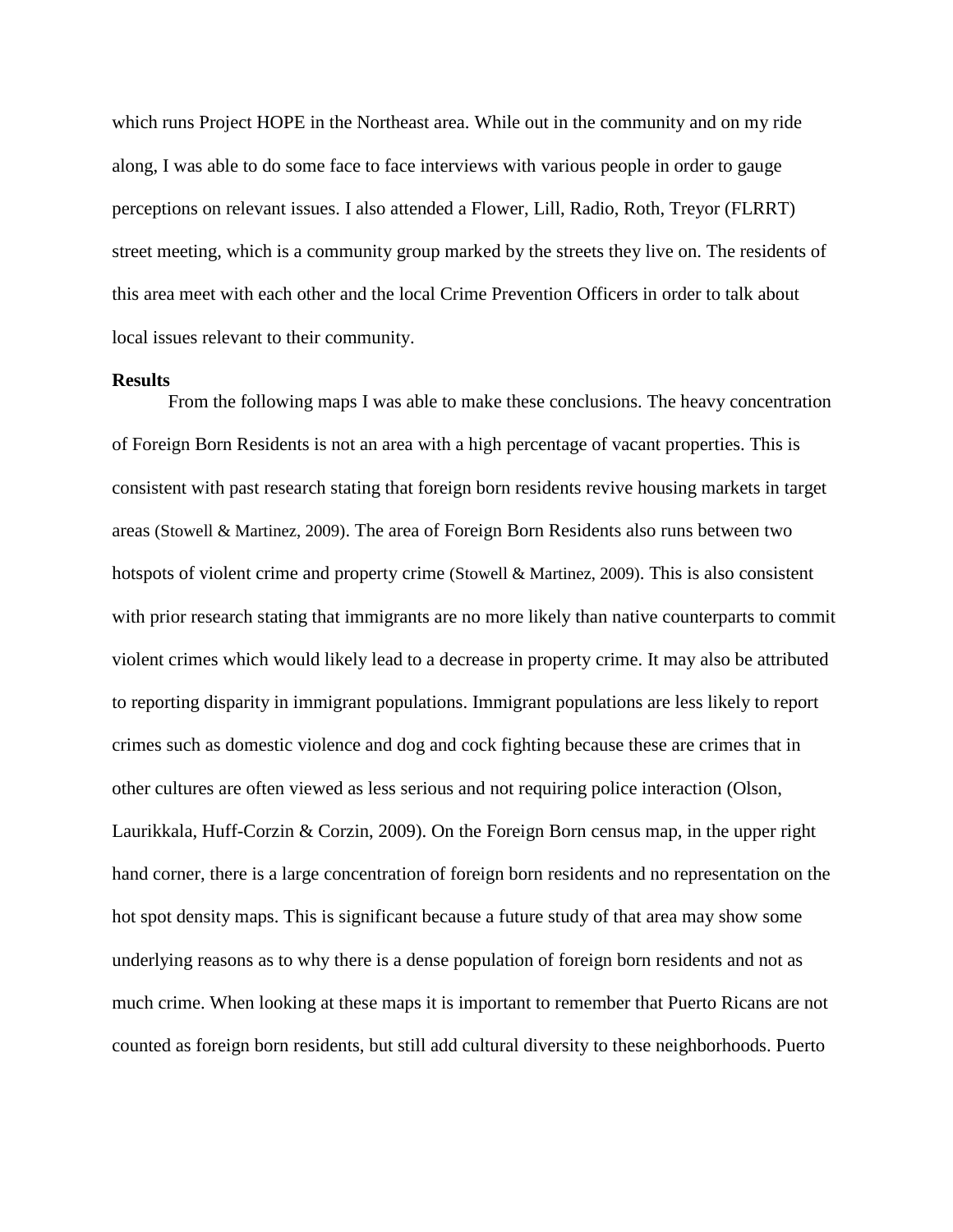which runs Project HOPE in the Northeast area. While out in the community and on my ride along, I was able to do some face to face interviews with various people in order to gauge perceptions on relevant issues. I also attended a Flower, Lill, Radio, Roth, Treyor (FLRRT) street meeting, which is a community group marked by the streets they live on. The residents of this area meet with each other and the local Crime Prevention Officers in order to talk about local issues relevant to their community.

**Results**

From the following maps I was able to make these conclusions. The heavy concentration of Foreign Born Residents is not an area with a high percentage of vacant properties. This is consistent with past research stating that foreign born residents revive housing markets in target areas (Stowell & Martinez, 2009). The area of Foreign Born Residents also runs between two hotspots of violent crime and property crime (Stowell & Martinez, 2009). This is also consistent with prior research stating that immigrants are no more likely than native counterparts to commit violent crimes which would likely lead to a decrease in property crime. It may also be attributed to reporting disparity in immigrant populations. Immigrant populations are less likely to report crimes such as domestic violence and dog and cock fighting because these are crimes that in other cultures are often viewed as less serious and not requiring police interaction (Olson, Laurikkala, Huff-Corzin & Corzin, 2009). On the Foreign Born census map, in the upper right hand corner, there is a large concentration of foreign born residents and no representation on the hot spot density maps. This is significant because a future study of that area may show some underlying reasons as to why there is a dense population of foreign born residents and not as much crime. When looking at these maps it is important to remember that Puerto Ricans are not counted as foreign born residents, but still add cultural diversity to these neighborhoods. Puerto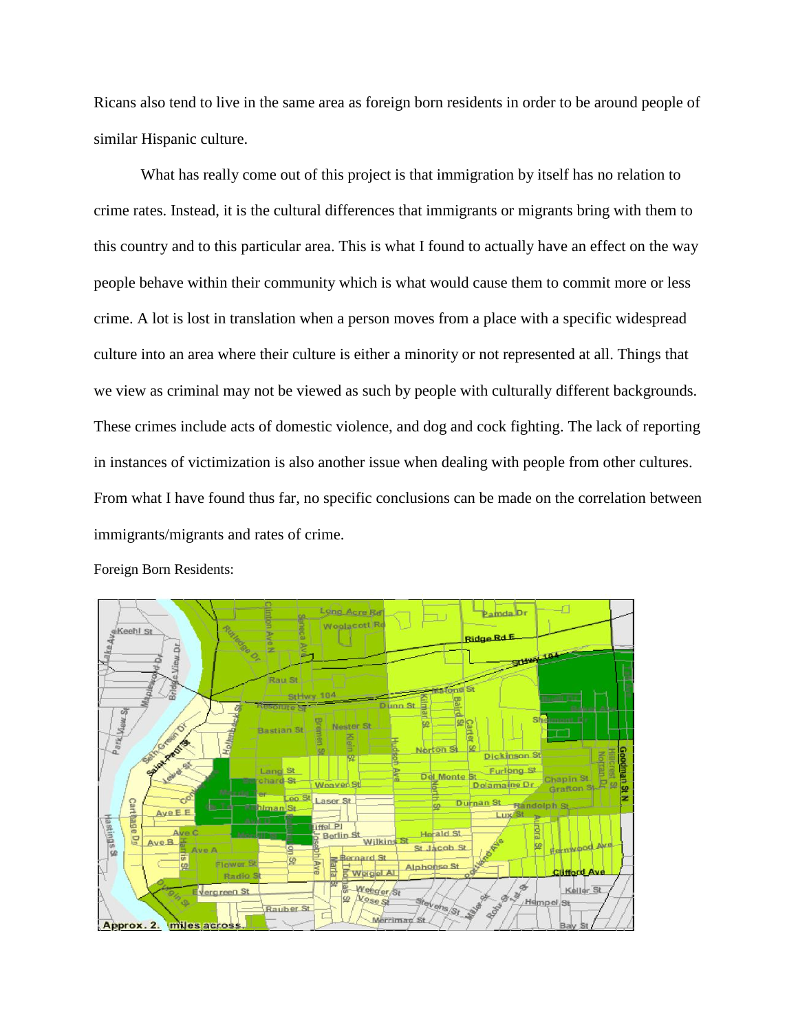Ricans also tend to live in the same area as foreign born residents in order to be around people of similar Hispanic culture.

What has really come out of this project is that immigration by itself has no relation to crime rates. Instead, it is the cultural differences that immigrants or migrants bring with them to this country and to this particular area. This is what I found to actually have an effect on the way people behave within their community which is what would cause them to commit more or less crime. A lot is lost in translation when a person moves from a place with a specific widespread culture into an area where their culture is either a minority or not represented at all. Things that we view as criminal may not be viewed as such by people with culturally different backgrounds. These crimes include acts of domestic violence, and dog and cock fighting. The lack of reporting in instances of victimization is also another issue when dealing with people from other cultures. From what I have found thus far, no specific conclusions can be made on the correlation between immigrants/migrants and rates of crime.

Foreign Born Residents: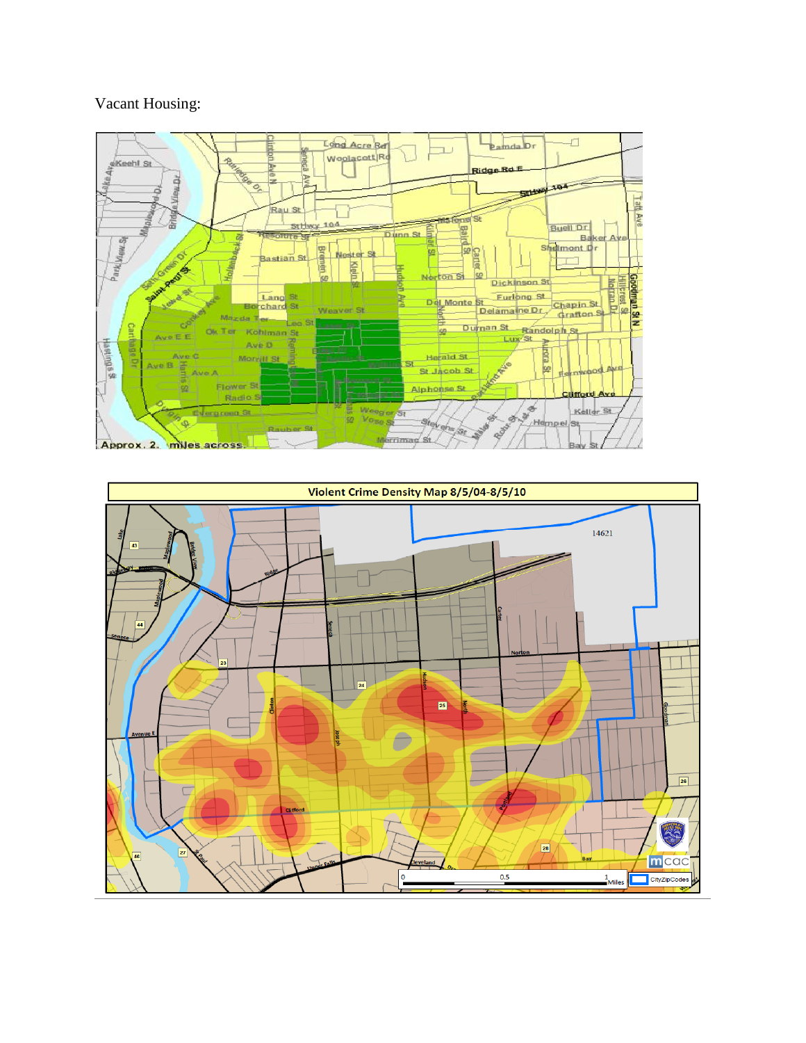Vacant Housing: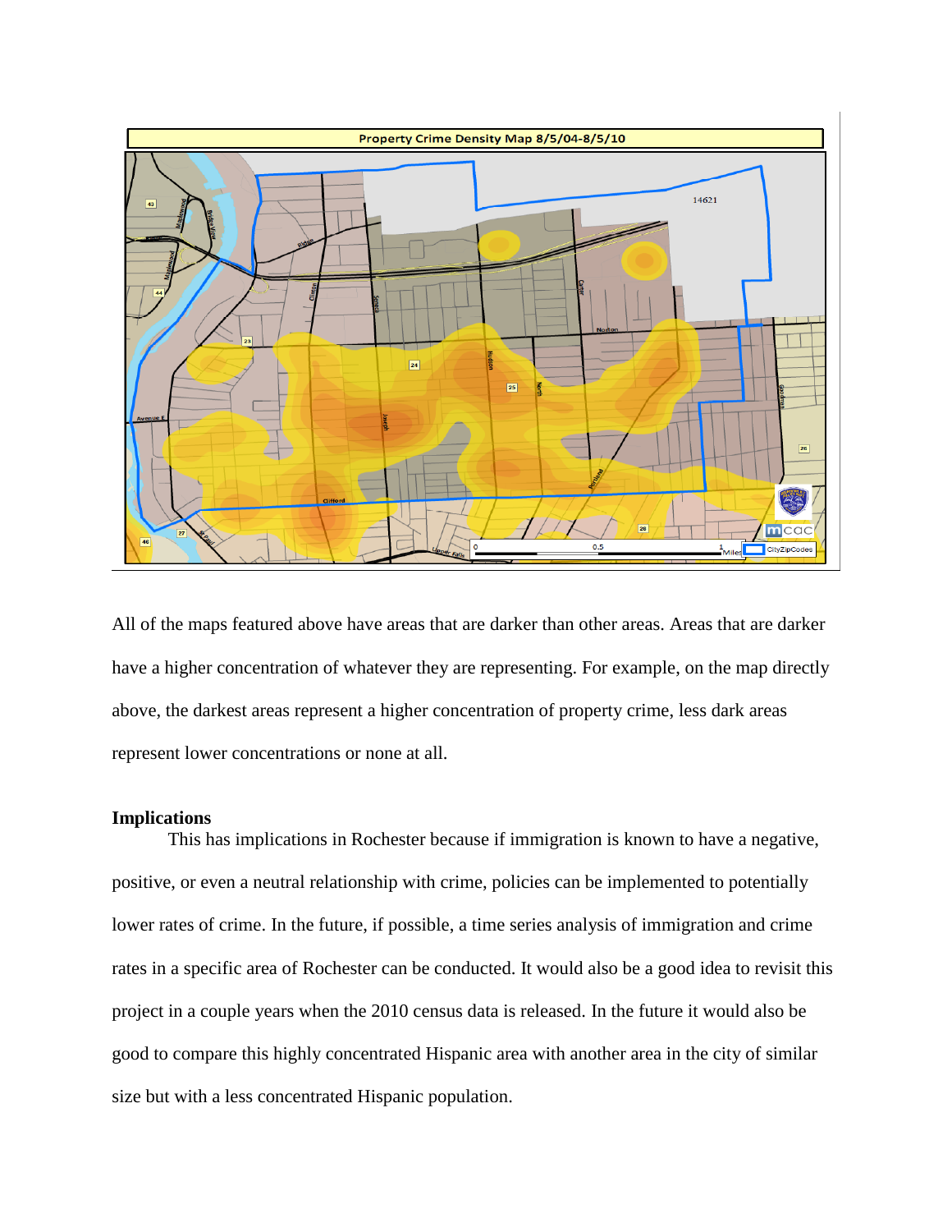All of the maps featured above have areas that are darker than other areas. Areas that are darker have a higher concentration of whatever they are representing. For example, on the map directly above, the darkest areas represent a higher concentration of property crime, less dark areas represent lower concentrations or none at all.

**Implications**

This has implications in Rochester because if immigration is known to have a negative, positive, or even a neutral relationship with crime, policies can be implemented to potentially lower rates of crime. In the future, if possible, a time series analysis of immigration and crime rates in a specific area of Rochester can be conducted. It would also be a good idea to revisit this project in a couple years when the 2010 census data is released. In the future it would also be good to compare this highly concentrated Hispanic area with another area in the city of similar size but with a less concentrated Hispanic population.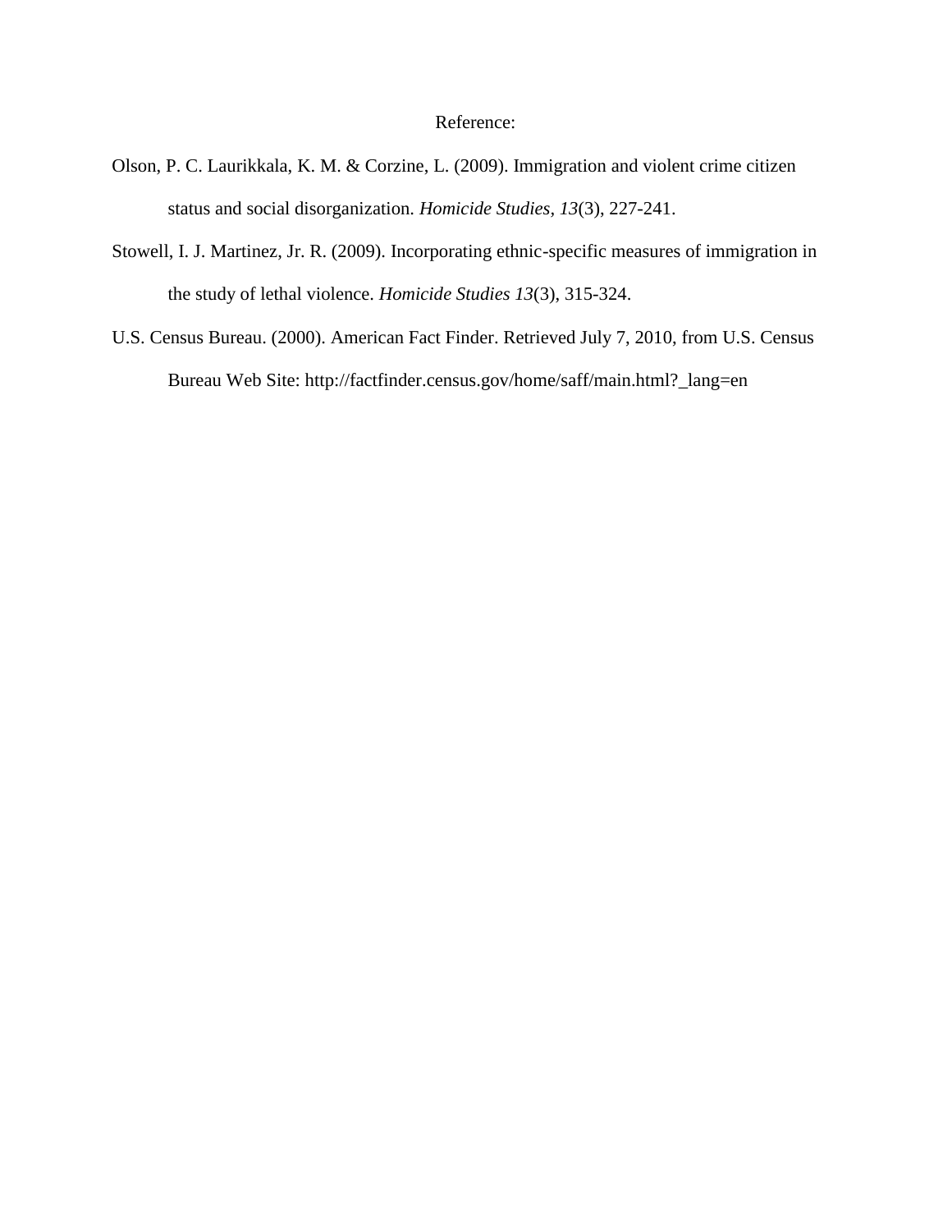# Reference:

Olson, P. C. Laurikkala, K. M. & Corzine, L. (2009). Immigration and violent crime citizen status and social disorganization. *Homicide Studies*, *13*(3), 227-241.

Stowell, I. J. Martinez, Jr. R. (2009). Incorporating ethnic-specific measures of immigration in the study of lethal violence. *Homicide Studies 13*(3), 315-324.

U.S. Census Bureau. (2000). American Fact Finder. Retrieved July 7, 2010, from U.S. Census Bureau Web Site: http://factfinder.census.gov/home/saff/main.html?_lang=en